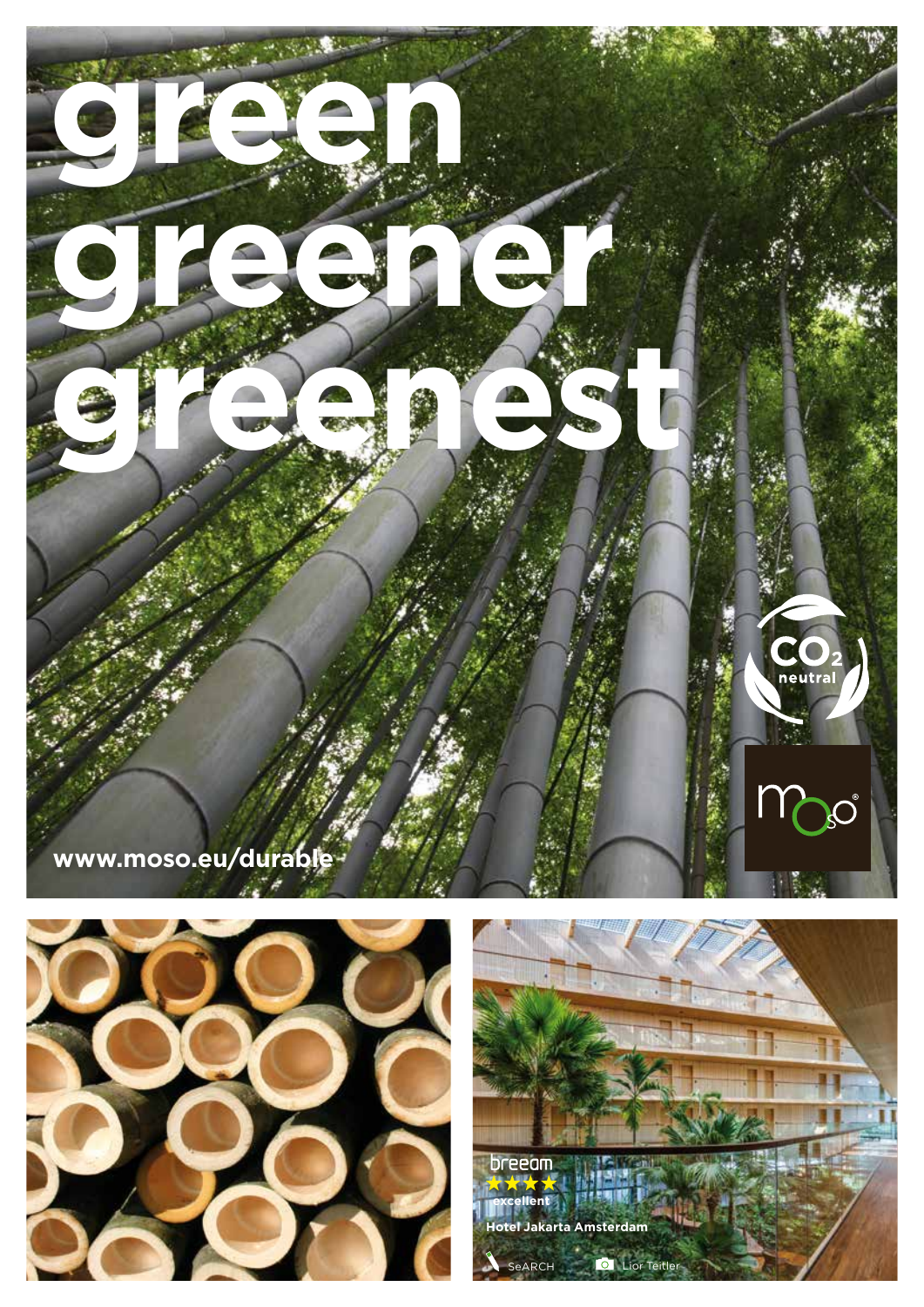# green greener greenest

$CO_2$ neutral

moso®

www.moso.eu/durable

breeam ★★★★ excellent

Hotel Jakarta Amsterdam

SeARCH

Lior Teitler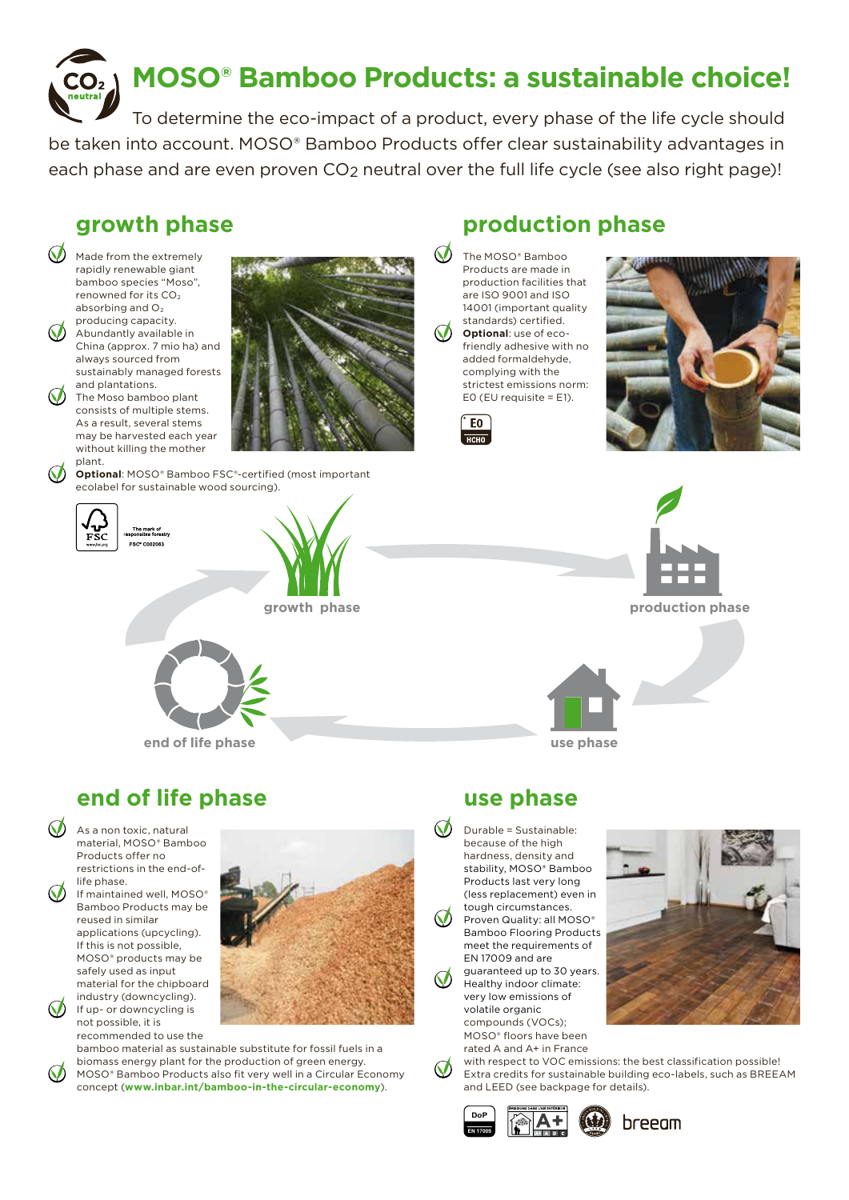# MOSO® Bamboo Products: a sustainable choice!

To determine the eco-impact of a product, every phase of the life cycle should be taken into account. MOSO® Bamboo Products offer clear sustainability advantages in each phase and are even proven $CO_2$ neutral over the full life cycle (see also right page)!

## growth phase

- Made from the extremely rapidly renewable giant bamboo species "Moso", renowned for its $CO_2$ absorbing and $O_2$ producing capacity.
- Abundantly available in China (approx. 7 mio ha) and always sourced from sustainably managed forests and plantations.
- The Moso bamboo plant consists of multiple stems. As a result, several stems may be harvested each year without killing the mother plant.
- **Optional**: MOSO® Bamboo FSC®-certified (most important ecolabel for sustainable wood sourcing).

FSC® C002063

## production phase

- The MOSO® Bamboo Products are made in production facilities that are ISO 9001 and ISO 14001 (important quality standards) certified.
- **Optional**: use of eco-friendly adhesive with no added formaldehyde, complying with the strictest emissions norm: E0 (EU requisite = E1).

growth phase → production phase → use phase → end of life phase

## end of life phase

- As a non toxic, natural material, MOSO® Bamboo Products offer no restrictions in the end-of-life phase.
- If maintained well, MOSO® Bamboo Products may be reused in similar applications (upcycling). If this is not possible, MOSO® products may be safely used as input material for the chipboard industry (downcycling).
- If up- or downcycling is not possible, it is recommended to use the bamboo material as sustainable substitute for fossil fuels in a biomass energy plant for the production of green energy.
- MOSO® Bamboo Products also fit very well in a Circular Economy concept (**www.inbar.int/bamboo-in-the-circular-economy**).

## use phase

- Durable = Sustainable: because of the high hardness, density and stability, MOSO® Bamboo Products last very long (less replacement) even in tough circumstances.
- Proven Quality: all MOSO® Bamboo Flooring Products meet the requirements of EN 17009 and are guaranteed up to 30 years.
- Healthy indoor climate: very low emissions of volatile organic compounds (VOCs); MOSO® floors have been rated A and A+ in France with respect to VOC emissions: the best classification possible!
- Extra credits for sustainable building eco-labels, such as BREEAM and LEED (see backpage for details).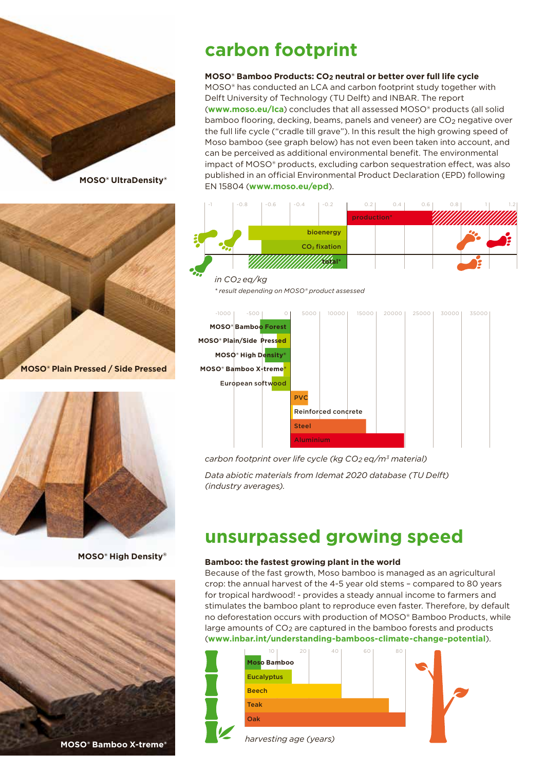MOSO® UltraDensity®

MOSO® Plain Pressed / Side Pressed

MOSO® High Density®

MOSO® Bamboo X-treme®

# carbon footprint

**MOSO® Bamboo Products: $CO_2$ neutral or better over full life cycle**

MOSO® has conducted an LCA and carbon footprint study together with Delft University of Technology (TU Delft) and INBAR. The report (**www.moso.eu/lca**) concludes that all assessed MOSO® products (all solid bamboo flooring, decking, beams, panels and veneer) are $CO_2$ negative over the full life cycle ("cradle till grave"). In this result the high growing speed of Moso bamboo (see graph below) has not even been taken into account, and can be perceived as additional environmental benefit. The environmental impact of MOSO® products, excluding carbon sequestration effect, was also published in an official Environmental Product Declaration (EPD) following EN 15804 (**www.moso.eu/epd**).

-1 | -0.8 | -0.6 | -0.4 | -0.2 | 0.2 | 0.4 | 0.6 | 0.8 | 1 | 1.2

production*

bioenergy

$CO_2$ fixation

total*

*in $CO_2$ eq/kg*

*\* result depending on MOSO® product assessed*

-1000 | -500 | 0 | 5000 | 10000 | 15000 | 20000 | 25000 | 30000 | 35000

MOSO® Bamboo Forest

MOSO® Plain/Side Pressed

MOSO® High Density®

MOSO® Bamboo X-treme®

European softwood

PVC

Reinforced concrete

Steel

Aluminium

*carbon footprint over life cycle (kg $CO_2$ eq/m³ material)*

*Data abiotic materials from Idemat 2020 database (TU Delft) (industry averages).*

# unsurpassed growing speed

**Bamboo: the fastest growing plant in the world**

Because of the fast growth, Moso bamboo is managed as an agricultural crop: the annual harvest of the 4-5 year old stems – compared to 80 years for tropical hardwood! - provides a steady annual income to farmers and stimulates the bamboo plant to reproduce even faster. Therefore, by default no deforestation occurs with production of MOSO® Bamboo Products, while large amounts of $CO_2$ are captured in the bamboo forests and products (**www.inbar.int/understanding-bamboos-climate-change-potential**).

10 | 20 | 40 | 60 | 80

Moso Bamboo

Eucalyptus

Beech

Teak

Oak

*harvesting age (years)*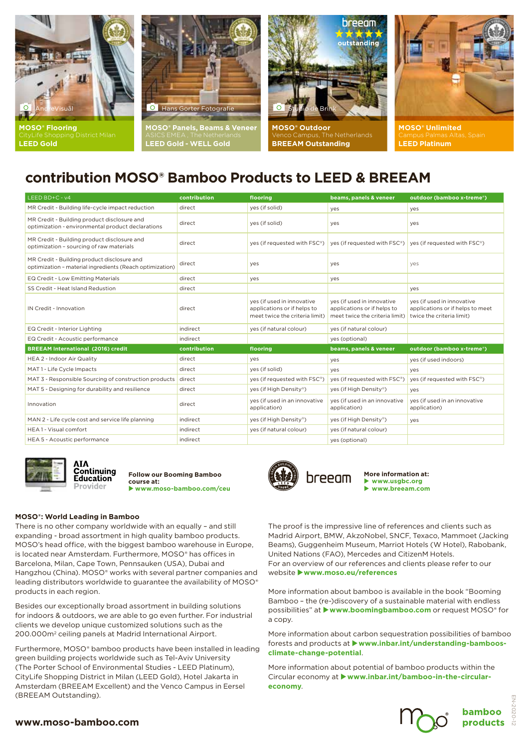AndreVisual

**MOSO® Flooring**
CityLife Shopping District Milan
**LEED Gold**

Hans Gorter Fotografie

**MOSO® Panels, Beams & Veneer**
ASICS EMEA , The Netherlands
**LEED Gold - WELL Gold**

breeam outstanding

Studio de Brink

**MOSO® Outdoor**
Venco Campus, The Netherlands
**BREEAM Outstanding**

**MOSO® Unlimited**
Campus Palmas Altas, Spain
**LEED Platinum**

# contribution MOSO® Bamboo Products to LEED & BREEAM

| LEED BD+C - v4 | contribution | flooring | beams, panels & veneer | outdoor (bamboo x-treme®) |
|---|---|---|---|---|
| MR Credit - Building life-cycle impact reduction | direct | yes (if solid) | yes | yes |
| MR Credit - Building product disclosure and optimization - environmental product declarations | direct | yes (if solid) | yes | yes |
| MR Credit - Building product disclosure and optimization – sourcing of raw materials | direct | yes (if requested with FSC®) | yes (if requested with FSC®) | yes (if requested with FSC®) |
| MR Credit - Building product disclosure and optimization – material ingredients (Reach optimization) | direct | yes | yes | yes |
| EQ Credit - Low Emitting Materials | direct | yes | yes | |
| SS Credit - Heat Island Redustion | direct | | | yes |
| IN Credit - Innovation | direct | yes (if used in innovative applications or if helps to meet twice the criteria limit) | yes (if used in innovative applications or if helps to meet twice the criteria limit) | yes (if used in innovative applications or if helps to meet twice the criteria limit) |
| EQ Credit - Interior Lighting | indirect | yes (if natural colour) | yes (if natural colour) | |
| EQ Credit - Acoustic performance | indirect | | yes (optional) | |
| **BREEAM International (2016) credit** | **contribution** | **flooring** | **beams, panels & veneer** | **outdoor (bamboo x-treme®)** |
| HEA 2 - Indoor Air Quality | direct | yes | yes | yes (if used indoors) |
| MAT 1 - Life Cycle Impacts | direct | yes (if solid) | yes | yes |
| MAT 3 - Responsible Sourcing of construction products | direct | yes (if requested with FSC®) | yes (if requested with FSC®) | yes (if requested with FSC®) |
| MAT 5 - Designing for durability and resilience | direct | yes (if High Density®) | yes (if High Density®) | yes |
| Innovation | direct | yes (if used in an innovative application) | yes (if used in an innovative application) | yes (if used in an innovative application) |
| MAN 2 - Life cycle cost and service life planning | indirect | yes (if High Density®) | yes (if High Density®) | yes |
| HEA 1 - Visual comfort | indirect | yes (if natural colour) | yes (if natural colour) | |
| HEA 5 - Acoustic performance | indirect | | yes (optional) | |

**AIA Continuing Education Provider**

**Follow our Booming Bamboo course at:**
**▶ www.moso-bamboo.com/ceu**

breeam

**More information at:**
**▶ www.usgbc.org**
**▶ www.breeam.com**

**MOSO®: World Leading in Bamboo**

There is no other company worldwide with an equally – and still expanding - broad assortment in high quality bamboo products. MOSO's head office, with the biggest bamboo warehouse in Europe, is located near Amsterdam. Furthermore, MOSO® has offices in Barcelona, Milan, Cape Town, Pennsauken (USA), Dubai and Hangzhou (China). MOSO® works with several partner companies and leading distributors worldwide to guarantee the availability of MOSO® products in each region.

Besides our exceptionally broad assortment in building solutions for indoors & outdoors, we are able to go even further. For industrial clients we develop unique customized solutions such as the 200.000m² ceiling panels at Madrid International Airport.

Furthermore, MOSO® bamboo products have been installed in leading green building projects worldwide such as Tel-Aviv University (The Porter School of Environmental Studies - LEED Platinum), CityLife Shopping District in Milan (LEED Gold), Hotel Jakarta in Amsterdam (BREEAM Excellent) and the Venco Campus in Eersel (BREEAM Outstanding).

The proof is the impressive line of references and clients such as Madrid Airport, BMW, AkzoNobel, SNCF, Texaco, Mammoet (Jacking Beams), Guggenheim Museum, Marriot Hotels (W Hotel), Rabobank, United Nations (FAO), Mercedes and CitizenM Hotels.
For an overview of our references and clients please refer to our website **▶ www.moso.eu/references**

More information about bamboo is available in the book "Booming Bamboo – the (re-)discovery of a sustainable material with endless possibilities" at **▶ www.boomingbamboo.com** or request MOSO® for a copy.

More information about carbon sequestration possibilities of bamboo forests and products at **▶ www.inbar.int/understanding-bamboos-climate-change-potential**.

More information about potential of bamboo products within the Circular economy at **▶ www.inbar.int/bamboo-in-the-circular-economy**.

**www.moso-bamboo.com**

**bamboo products**

EN-2020-12